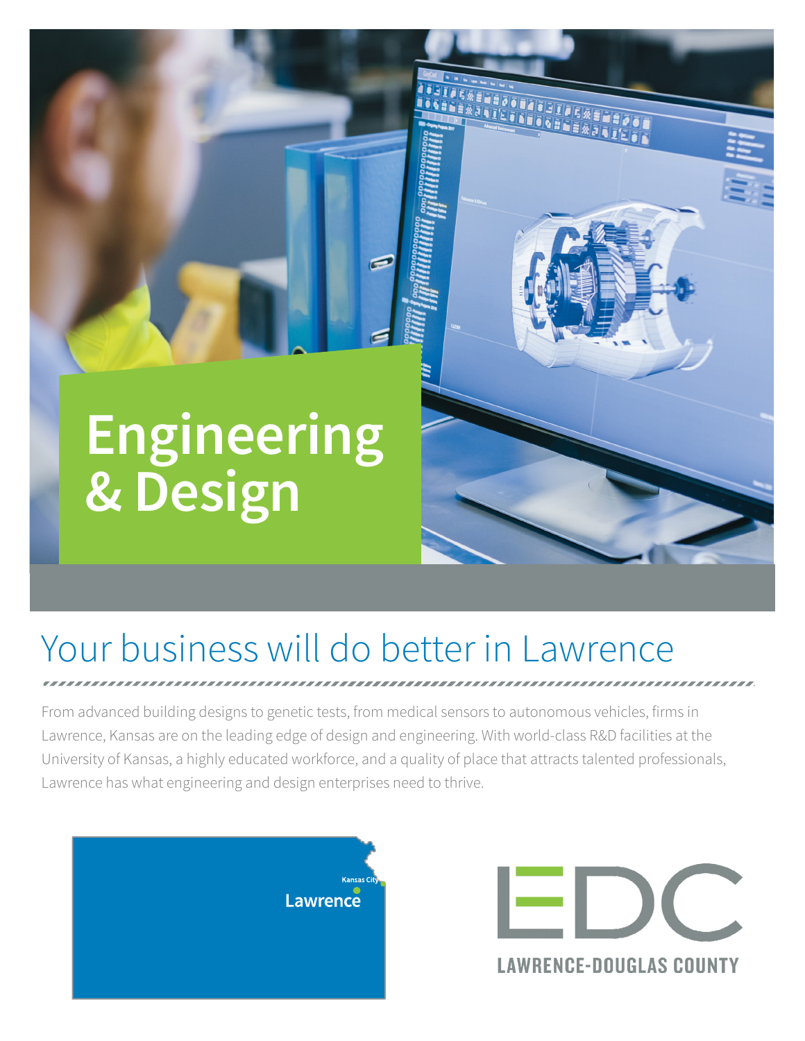# Engineering & Design

## Your business will do better in Lawrence

From advanced building designs to genetic tests, from medical sensors to autonomous vehicles, firms in Lawrence, Kansas are on the leading edge of design and engineering. With world-class R&D facilities at the University of Kansas, a highly educated workforce, and a quality of place that attracts talented professionals, Lawrence has what engineering and design enterprises need to thrive.

Kansas City

Lawrence

EDC

LAWRENCE-DOUGLAS COUNTY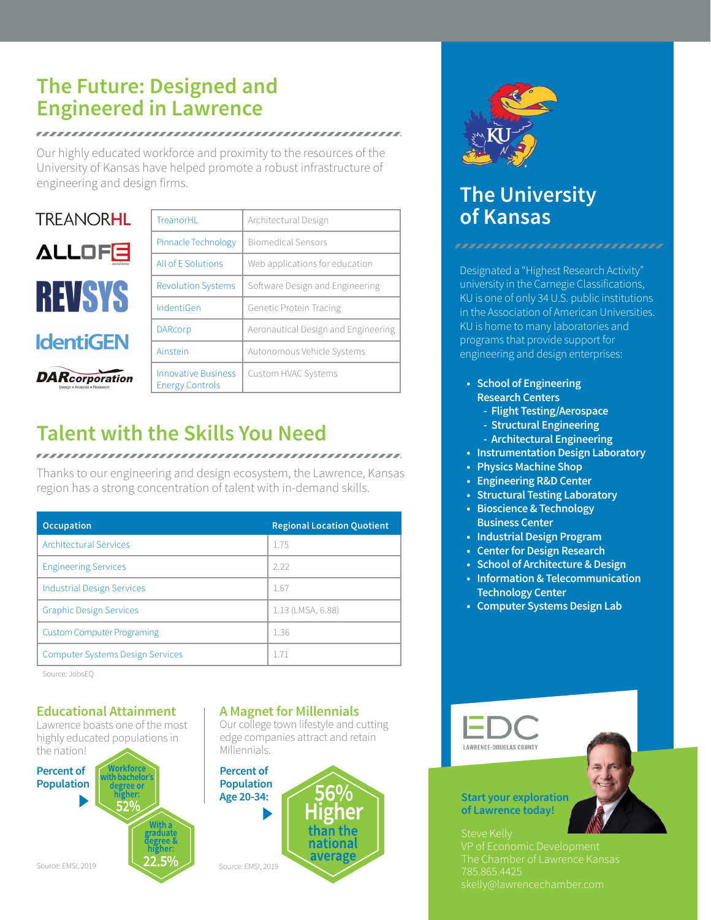## The Future: Designed and Engineered in Lawrence

Our highly educated workforce and proximity to the resources of the University of Kansas have helped promote a robust infrastructure of engineering and design firms.

| | |
|---|---|
| TreanorHL | Architectural Design |
| Pinnacle Technology | Biomedical Sensors |
| All of E Solutions | Web applications for education |
| Revolution Systems | Software Design and Engineering |
| IndentiGen | Genetic Protein Tracing |
| DARcorp | Aeronautical Design and Engineering |
| Ainstein | Autonomous Vehicle Systems |
| Innovative Business Energy Controls | Custom HVAC Systems |

## Talent with the Skills You Need

Thanks to our engineering and design ecosystem, the Lawrence, Kansas region has a strong concentration of talent with in-demand skills.

| Occupation | Regional Location Quotient |
|---|---|
| Architectural Services | 1.75 |
| Engineering Services | 2.22 |
| Industrial Design Services | 1.67 |
| Graphic Design Services | 1.13 (LMSA, 6.88) |
| Custom Computer Programing | 1.36 |
| Computer Systems Design Services | 1.71 |

Source: JobsEQ

### Educational Attainment

Lawrence boasts one of the most highly educated populations in the nation!

Percent of Population

Workforce with bachelor's degree or higher: 52%

With a graduate degree & higher: 22.5%

Source: EMSI, 2019

### A Magnet for Millennials

Our college town lifestyle and cutting edge companies attract and retain Millennials.

Percent of Population Age 20-34:

56% Higher than the national average

Source: EMSI, 2019

## The University of Kansas

Designated a "Highest Research Activity" university in the Carnegie Classifications, KU is one of only 34 U.S. public institutions in the Association of American Universities. KU is home to many laboratories and programs that provide support for engineering and design enterprises:

- **School of Engineering Research Centers**
  - **Flight Testing/Aerospace**
  - **Structural Engineering**
  - **Architectural Engineering**
- **Instrumentation Design Laboratory**
- **Physics Machine Shop**
- **Engineering R&D Center**
- **Structural Testing Laboratory**
- **Bioscience & Technology Business Center**
- **Industrial Design Program**
- **Center for Design Research**
- **School of Architecture & Design**
- **Information & Telecommunication Technology Center**
- **Computer Systems Design Lab**

EDC
LAWRENCE-DOUGLAS COUNTY

**Start your exploration of Lawrence today!**

Steve Kelly
VP of Economic Development
The Chamber of Lawrence Kansas
785.865.4425
skelly@lawrencechamber.com